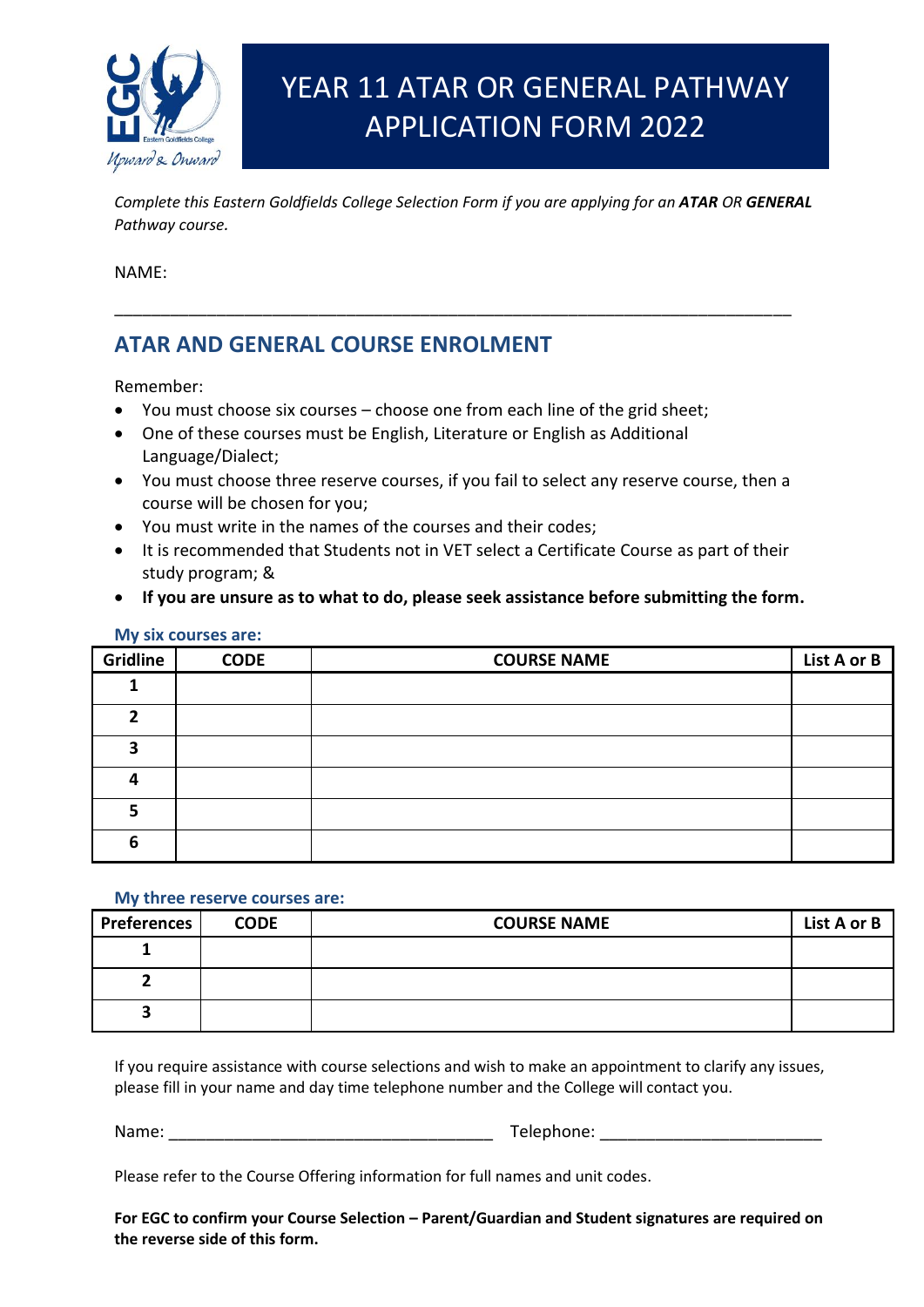# YEAR 11 ATAR OR GENERAL PATHWAY APPLICATION FORM 2022

*Complete this Eastern Goldfields College Selection Form if you are applying for an **ATAR** OR **GENERAL** Pathway course.*

NAME:

______________________________________________________________________________

## ATAR AND GENERAL COURSE ENROLMENT

Remember:

- You must choose six courses – choose one from each line of the grid sheet;
- One of these courses must be English, Literature or English as Additional Language/Dialect;
- You must choose three reserve courses, if you fail to select any reserve course, then a course will be chosen for you;
- You must write in the names of the courses and their codes;
- It is recommended that Students not in VET select a Certificate Course as part of their study program; &
- **If you are unsure as to what to do, please seek assistance before submitting the form.**

### My six courses are:

| Gridline | CODE | COURSE NAME | List A or B |
|---|---|---|---|
| 1 | | | |
| 2 | | | |
| 3 | | | |
| 4 | | | |
| 5 | | | |
| 6 | | | |

### My three reserve courses are:

| Preferences | CODE | COURSE NAME | List A or B |
|---|---|---|---|
| 1 | | | |
| 2 | | | |
| 3 | | | |

If you require assistance with course selections and wish to make an appointment to clarify any issues, please fill in your name and day time telephone number and the College will contact you.

Name: ___________________________________ Telephone: ________________________

Please refer to the Course Offering information for full names and unit codes.

**For EGC to confirm your Course Selection – Parent/Guardian and Student signatures are required on the reverse side of this form.**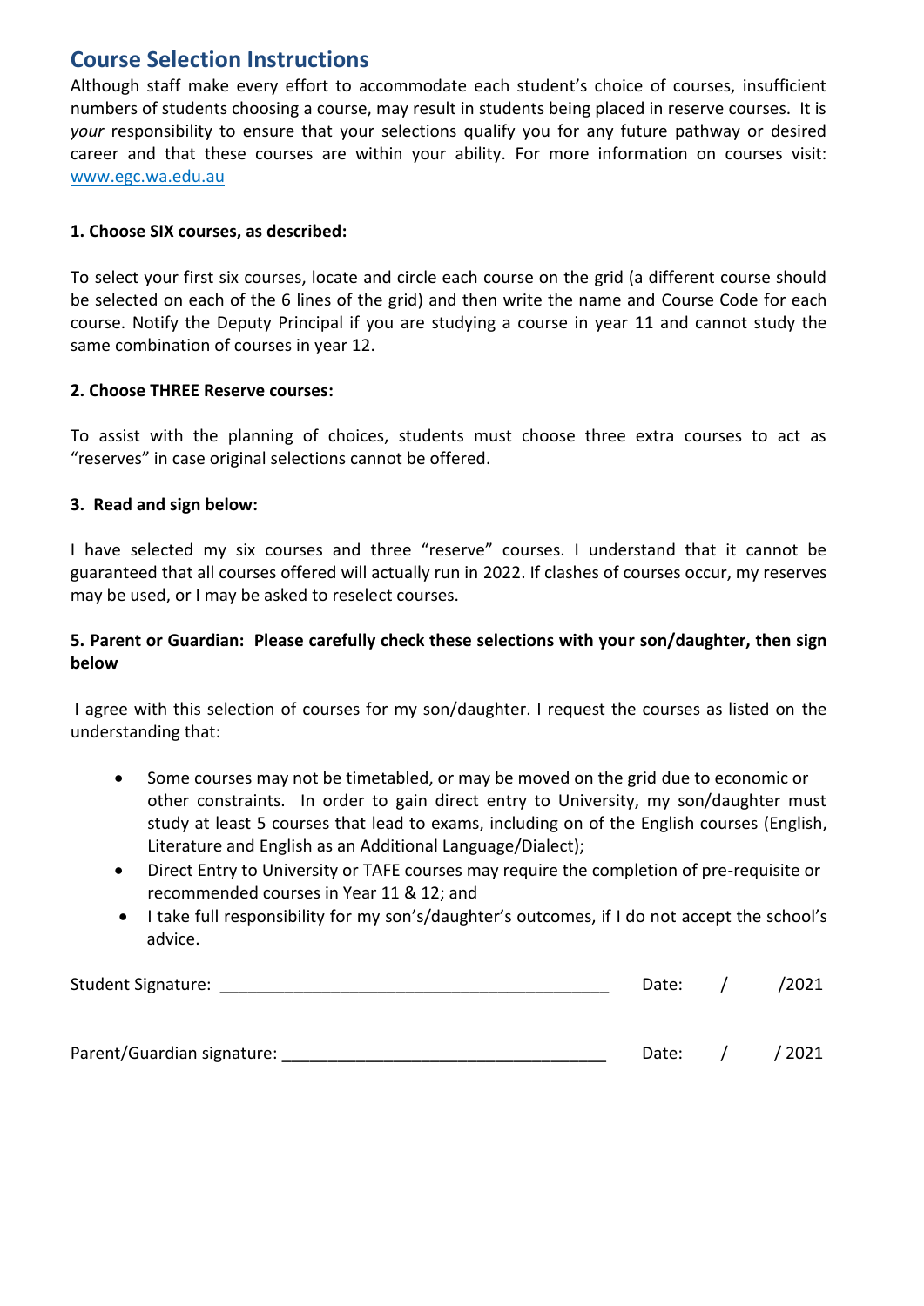## Course Selection Instructions

Although staff make every effort to accommodate each student's choice of courses, insufficient numbers of students choosing a course, may result in students being placed in reserve courses. It is *your* responsibility to ensure that your selections qualify you for any future pathway or desired career and that these courses are within your ability. For more information on courses visit: [www.egc.wa.edu.au](http://www.egc.wa.edu.au)

**1. Choose SIX courses, as described:**

To select your first six courses, locate and circle each course on the grid (a different course should be selected on each of the 6 lines of the grid) and then write the name and Course Code for each course. Notify the Deputy Principal if you are studying a course in year 11 and cannot study the same combination of courses in year 12.

**2. Choose THREE Reserve courses:**

To assist with the planning of choices, students must choose three extra courses to act as "reserves" in case original selections cannot be offered.

**3. Read and sign below:**

I have selected my six courses and three "reserve" courses. I understand that it cannot be guaranteed that all courses offered will actually run in 2022. If clashes of courses occur, my reserves may be used, or I may be asked to reselect courses.

**5. Parent or Guardian: Please carefully check these selections with your son/daughter, then sign below**

I agree with this selection of courses for my son/daughter. I request the courses as listed on the understanding that:

- Some courses may not be timetabled, or may be moved on the grid due to economic or other constraints. In order to gain direct entry to University, my son/daughter must study at least 5 courses that lead to exams, including on of the English courses (English, Literature and English as an Additional Language/Dialect);
- Direct Entry to University or TAFE courses may require the completion of pre-requisite or recommended courses in Year 11 & 12; and
- I take full responsibility for my son's/daughter's outcomes, if I do not accept the school's advice.

Student Signature: ____________________________________________ Date: / /2021

Parent/Guardian signature: ____________________________________ Date: / / 2021